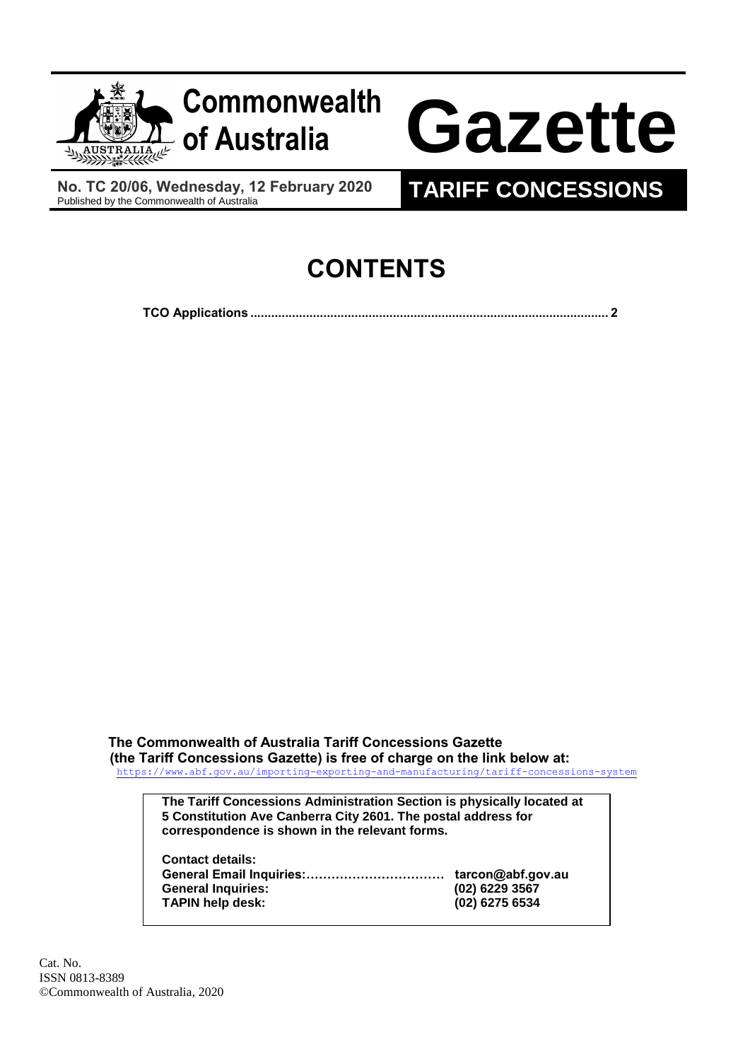# Commonwealth of Australia Gazette

**No. TC 20/06, Wednesday, 12 February 2020**
Published by the Commonwealth of Australia

## TARIFF CONCESSIONS

# CONTENTS

**TCO Applications ..................................................................................................... 2**

**The Commonwealth of Australia Tariff Concessions Gazette (the Tariff Concessions Gazette) is free of charge on the link below at:**
https://www.abf.gov.au/importing-exporting-and-manufacturing/tariff-concessions-system

**The Tariff Concessions Administration Section is physically located at 5 Constitution Ave Canberra City 2601. The postal address for correspondence is shown in the relevant forms.**

**Contact details:**

| | |
|---|---|
| **General Email Inquiries:……………………………** | **tarcon@abf.gov.au** |
| **General Inquiries:** | **(02) 6229 3567** |
| **TAPIN help desk:** | **(02) 6275 6534** |

Cat. No.
ISSN 0813-8389
©Commonwealth of Australia, 2020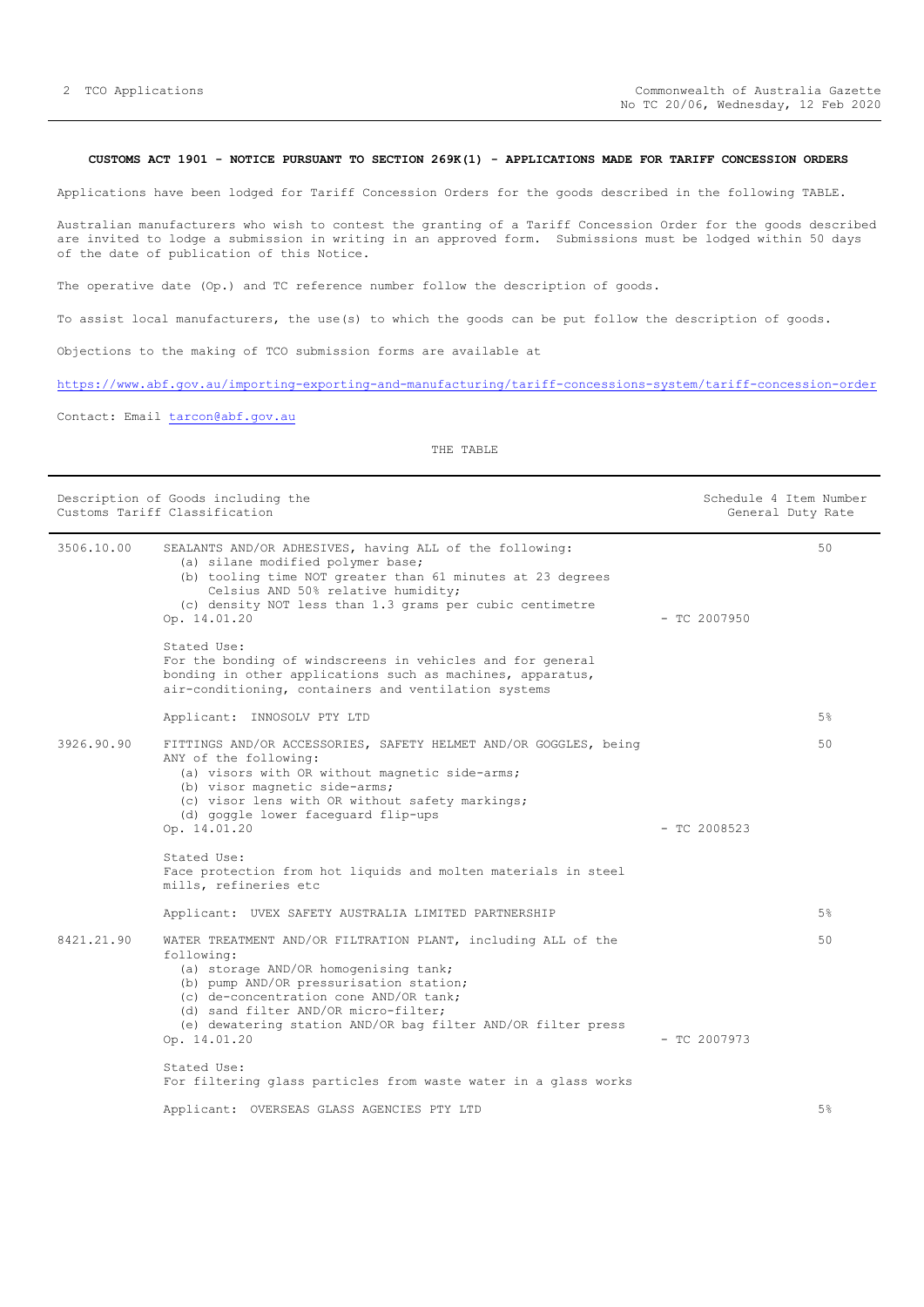**CUSTOMS ACT 1901 - NOTICE PURSUANT TO SECTION 269K(1) - APPLICATIONS MADE FOR TARIFF CONCESSION ORDERS**

Applications have been lodged for Tariff Concession Orders for the goods described in the following TABLE.

Australian manufacturers who wish to contest the granting of a Tariff Concession Order for the goods described are invited to lodge a submission in writing in an approved form. Submissions must be lodged within 50 days of the date of publication of this Notice.

The operative date (Op.) and TC reference number follow the description of goods.

To assist local manufacturers, the use(s) to which the goods can be put follow the description of goods.

Objections to the making of TCO submission forms are available at

https://www.abf.gov.au/importing-exporting-and-manufacturing/tariff-concessions-system/tariff-concession-order

Contact: Email tarcon@abf.gov.au

THE TABLE

| Description of Goods including the Customs Tariff Classification | | | Schedule 4 Item Number General Duty Rate |
|---|---|---|---|
| 3506.10.00 | SEALANTS AND/OR ADHESIVES, having ALL of the following:<br>(a) silane modified polymer base;<br>(b) tooling time NOT greater than 61 minutes at 23 degrees Celsius AND 50% relative humidity;<br>(c) density NOT less than 1.3 grams per cubic centimetre<br>Op. 14.01.20<br><br>Stated Use:<br>For the bonding of windscreens in vehicles and for general bonding in other applications such as machines, apparatus, air-conditioning, containers and ventilation systems<br><br>Applicant: INNOSOLV PTY LTD | - TC 2007950 | 50<br><br>5% |
| 3926.90.90 | FITTINGS AND/OR ACCESSORIES, SAFETY HELMET AND/OR GOGGLES, being ANY of the following:<br>(a) visors with OR without magnetic side-arms;<br>(b) visor magnetic side-arms;<br>(c) visor lens with OR without safety markings;<br>(d) goggle lower faceguard flip-ups<br>Op. 14.01.20<br><br>Stated Use:<br>Face protection from hot liquids and molten materials in steel mills, refineries etc<br><br>Applicant: UVEX SAFETY AUSTRALIA LIMITED PARTNERSHIP | - TC 2008523 | 50<br><br>5% |
| 8421.21.90 | WATER TREATMENT AND/OR FILTRATION PLANT, including ALL of the following:<br>(a) storage AND/OR homogenising tank;<br>(b) pump AND/OR pressurisation station;<br>(c) de-concentration cone AND/OR tank;<br>(d) sand filter AND/OR micro-filter;<br>(e) dewatering station AND/OR bag filter AND/OR filter press<br>Op. 14.01.20<br><br>Stated Use:<br>For filtering glass particles from waste water in a glass works<br><br>Applicant: OVERSEAS GLASS AGENCIES PTY LTD | - TC 2007973 | 50<br><br>5% |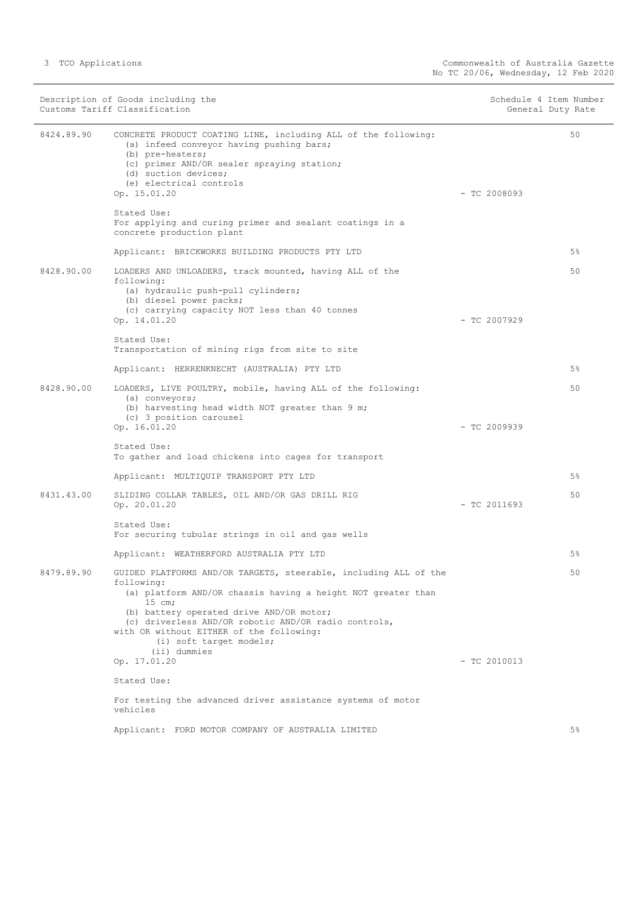| Description of Goods including the Customs Tariff Classification | | Schedule 4 Item Number | General Duty Rate |
|---|---|---|---|
| 8424.89.90 | CONCRETE PRODUCT COATING LINE, including ALL of the following:<br>(a) infeed conveyor having pushing bars;<br>(b) pre-heaters;<br>(c) primer AND/OR sealer spraying station;<br>(d) suction devices;<br>(e) electrical controls<br>Op. 15.01.20<br><br>Stated Use:<br>For applying and curing primer and sealant coatings in a concrete production plant<br><br>Applicant: BRICKWORKS BUILDING PRODUCTS PTY LTD | - TC 2008093 | 50<br><br>5% |
| 8428.90.00 | LOADERS AND UNLOADERS, track mounted, having ALL of the following:<br>(a) hydraulic push-pull cylinders;<br>(b) diesel power packs;<br>(c) carrying capacity NOT less than 40 tonnes<br>Op. 14.01.20<br><br>Stated Use:<br>Transportation of mining rigs from site to site<br><br>Applicant: HERRENKNECHT (AUSTRALIA) PTY LTD | - TC 2007929 | 50<br><br>5% |
| 8428.90.00 | LOADERS, LIVE POULTRY, mobile, having ALL of the following:<br>(a) conveyors;<br>(b) harvesting head width NOT greater than 9 m;<br>(c) 3 position carousel<br>Op. 16.01.20<br><br>Stated Use:<br>To gather and load chickens into cages for transport<br><br>Applicant: MULTIQUIP TRANSPORT PTY LTD | - TC 2009939 | 50<br><br>5% |
| 8431.43.00 | SLIDING COLLAR TABLES, OIL AND/OR GAS DRILL RIG<br>Op. 20.01.20<br><br>Stated Use:<br>For securing tubular strings in oil and gas wells<br><br>Applicant: WEATHERFORD AUSTRALIA PTY LTD | - TC 2011693 | 50<br><br>5% |
| 8479.89.90 | GUIDED PLATFORMS AND/OR TARGETS, steerable, including ALL of the following:<br>(a) platform AND/OR chassis having a height NOT greater than 15 cm;<br>(b) battery operated drive AND/OR motor;<br>(c) driverless AND/OR robotic AND/OR radio controls,<br>with OR without EITHER of the following:<br>(i) soft target models;<br>(ii) dummies<br>Op. 17.01.20<br><br>Stated Use:<br><br>For testing the advanced driver assistance systems of motor vehicles<br><br>Applicant: FORD MOTOR COMPANY OF AUSTRALIA LIMITED | - TC 2010013 | 50<br><br>5% |